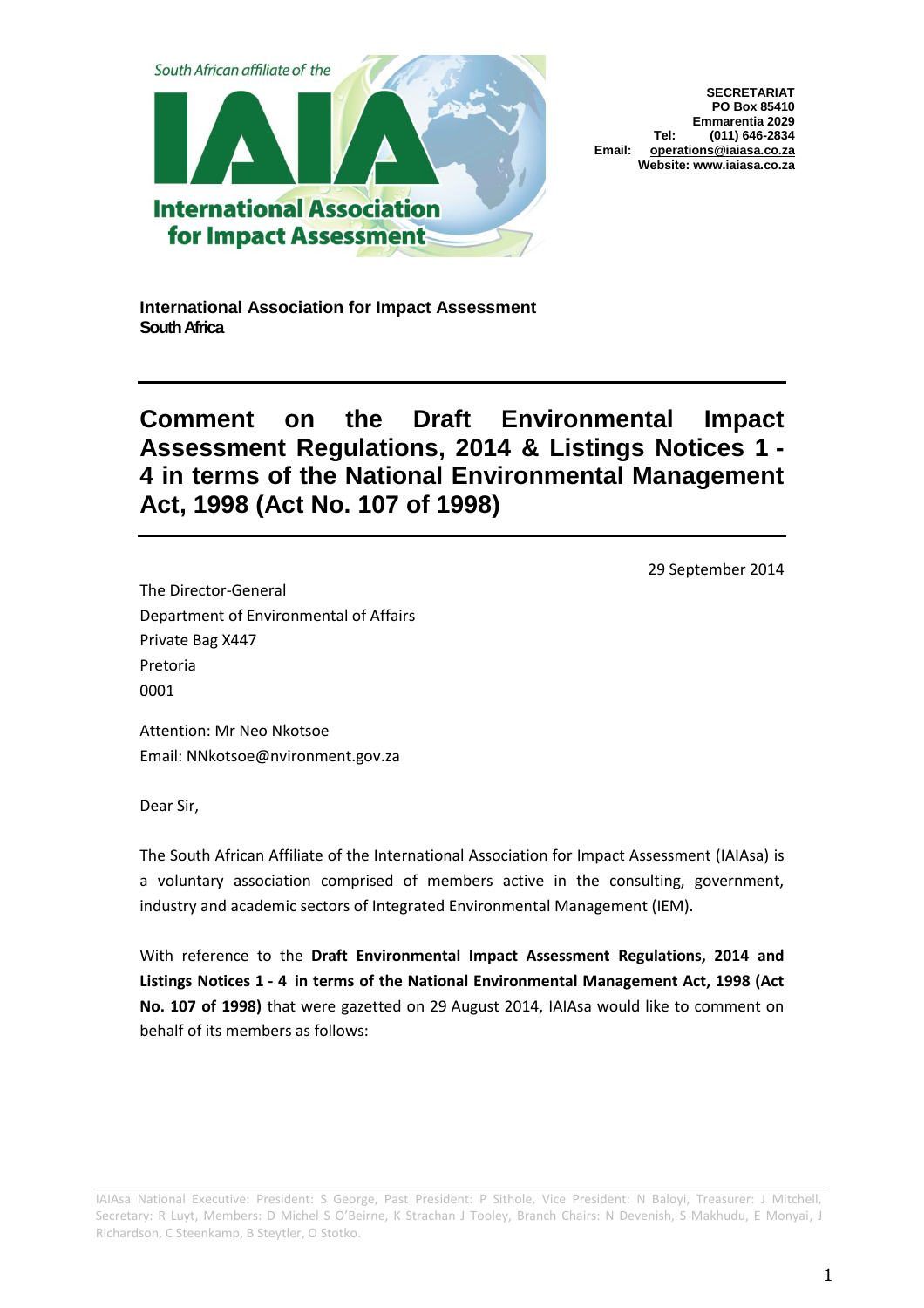South African affiliate of the

**IAIA**

**International Association for Impact Assessment**

**SECRETARIAT**
**PO Box 85410**
**Emmarentia 2029**
**Tel: (011) 646-2834**
**Email: operations@iaiasa.co.za**
**Website: www.iaiasa.co.za**

**International Association for Impact Assessment**
**South Africa**

# Comment on the Draft Environmental Impact Assessment Regulations, 2014 & Listings Notices 1 - 4 in terms of the National Environmental Management Act, 1998 (Act No. 107 of 1998)

29 September 2014

The Director-General
Department of Environmental of Affairs
Private Bag X447
Pretoria
0001

Attention: Mr Neo Nkotsoe
Email: NNkotsoe@nvironment.gov.za

Dear Sir,

The South African Affiliate of the International Association for Impact Assessment (IAIAsa) is a voluntary association comprised of members active in the consulting, government, industry and academic sectors of Integrated Environmental Management (IEM).

With reference to the **Draft Environmental Impact Assessment Regulations, 2014 and Listings Notices 1 - 4 in terms of the National Environmental Management Act, 1998 (Act No. 107 of 1998)** that were gazetted on 29 August 2014, IAIAsa would like to comment on behalf of its members as follows:

IAIAsa National Executive: President: S George, Past President: P Sithole, Vice President: N Baloyi, Treasurer: J Mitchell, Secretary: R Luyt, Members: D Michel S O'Beirne, K Strachan J Tooley, Branch Chairs: N Devenish, S Makhudu, E Monyai, J Richardson, C Steenkamp, B Steytler, O Stotko.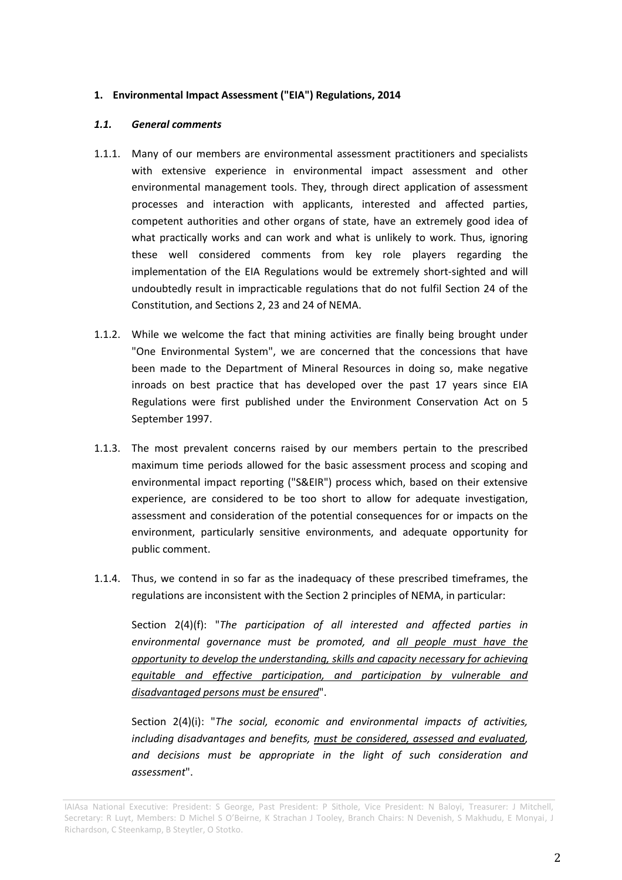## 1. Environmental Impact Assessment ("EIA") Regulations, 2014

### *1.1. General comments*

1.1.1. Many of our members are environmental assessment practitioners and specialists with extensive experience in environmental impact assessment and other environmental management tools. They, through direct application of assessment processes and interaction with applicants, interested and affected parties, competent authorities and other organs of state, have an extremely good idea of what practically works and can work and what is unlikely to work. Thus, ignoring these well considered comments from key role players regarding the implementation of the EIA Regulations would be extremely short-sighted and will undoubtedly result in impracticable regulations that do not fulfil Section 24 of the Constitution, and Sections 2, 23 and 24 of NEMA.

1.1.2. While we welcome the fact that mining activities are finally being brought under "One Environmental System", we are concerned that the concessions that have been made to the Department of Mineral Resources in doing so, make negative inroads on best practice that has developed over the past 17 years since EIA Regulations were first published under the Environment Conservation Act on 5 September 1997.

1.1.3. The most prevalent concerns raised by our members pertain to the prescribed maximum time periods allowed for the basic assessment process and scoping and environmental impact reporting ("S&EIR") process which, based on their extensive experience, are considered to be too short to allow for adequate investigation, assessment and consideration of the potential consequences for or impacts on the environment, particularly sensitive environments, and adequate opportunity for public comment.

1.1.4. Thus, we contend in so far as the inadequacy of these prescribed timeframes, the regulations are inconsistent with the Section 2 principles of NEMA, in particular:

Section 2(4)(f): "*The participation of all interested and affected parties in environmental governance must be promoted, and <u>all people must have the opportunity to develop the understanding, skills and capacity necessary for achieving equitable and effective participation, and participation by vulnerable and disadvantaged persons must be ensured</u>*".

Section 2(4)(i): "*The social, economic and environmental impacts of activities, including disadvantages and benefits, <u>must be considered, assessed and evaluated</u>, and decisions must be appropriate in the light of such consideration and assessment*".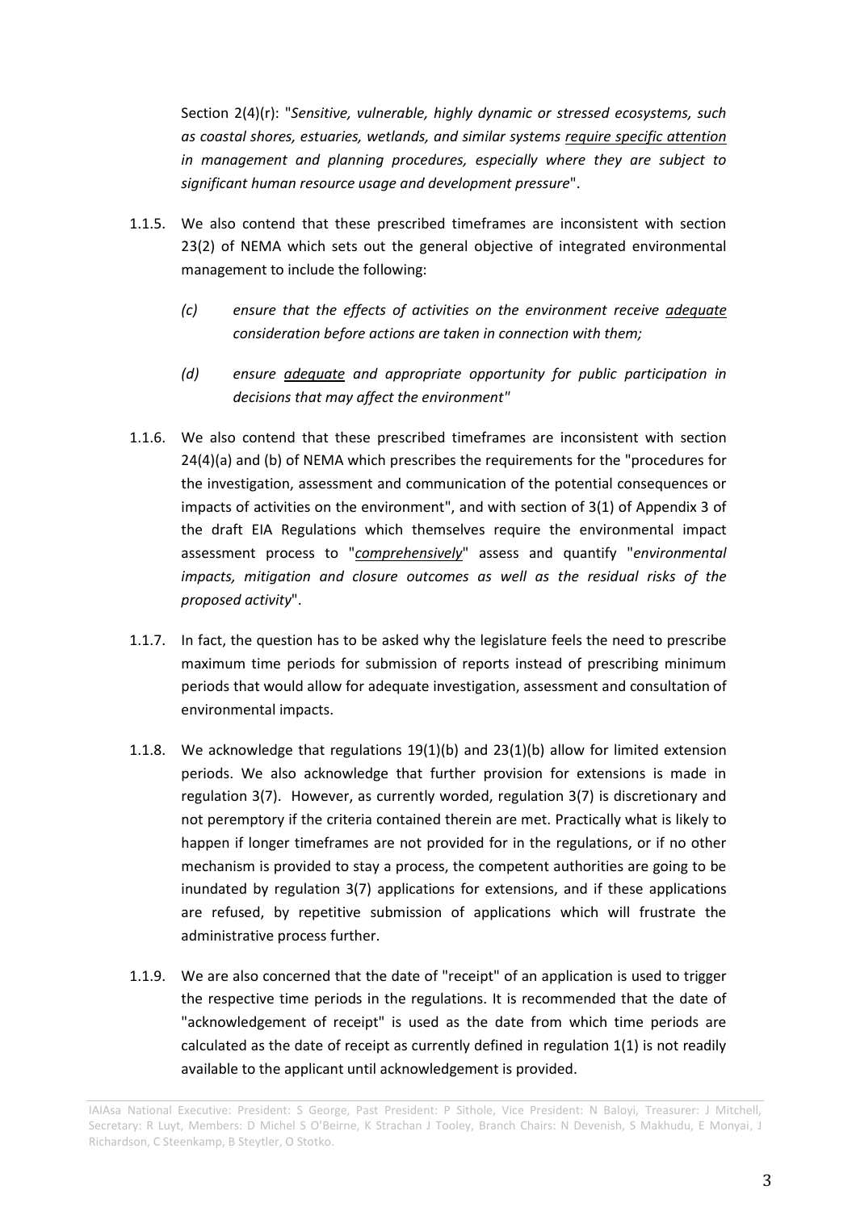Section 2(4)(r): "*Sensitive, vulnerable, highly dynamic or stressed ecosystems, such as coastal shores, estuaries, wetlands, and similar systems <u>require specific attention</u> in management and planning procedures, especially where they are subject to significant human resource usage and development pressure*".

1.1.5. We also contend that these prescribed timeframes are inconsistent with section 23(2) of NEMA which sets out the general objective of integrated environmental management to include the following:

> *(c) ensure that the effects of activities on the environment receive <u>adequate</u> consideration before actions are taken in connection with them;*
>
> *(d) ensure <u>adequate</u> and appropriate opportunity for public participation in decisions that may affect the environment"*

1.1.6. We also contend that these prescribed timeframes are inconsistent with section 24(4)(a) and (b) of NEMA which prescribes the requirements for the "procedures for the investigation, assessment and communication of the potential consequences or impacts of activities on the environment", and with section of 3(1) of Appendix 3 of the draft EIA Regulations which themselves require the environmental impact assessment process to "*<u>comprehensively</u>*" assess and quantify "*environmental impacts, mitigation and closure outcomes as well as the residual risks of the proposed activity*".

1.1.7. In fact, the question has to be asked why the legislature feels the need to prescribe maximum time periods for submission of reports instead of prescribing minimum periods that would allow for adequate investigation, assessment and consultation of environmental impacts.

1.1.8. We acknowledge that regulations 19(1)(b) and 23(1)(b) allow for limited extension periods. We also acknowledge that further provision for extensions is made in regulation 3(7). However, as currently worded, regulation 3(7) is discretionary and not peremptory if the criteria contained therein are met. Practically what is likely to happen if longer timeframes are not provided for in the regulations, or if no other mechanism is provided to stay a process, the competent authorities are going to be inundated by regulation 3(7) applications for extensions, and if these applications are refused, by repetitive submission of applications which will frustrate the administrative process further.

1.1.9. We are also concerned that the date of "receipt" of an application is used to trigger the respective time periods in the regulations. It is recommended that the date of "acknowledgement of receipt" is used as the date from which time periods are calculated as the date of receipt as currently defined in regulation 1(1) is not readily available to the applicant until acknowledgement is provided.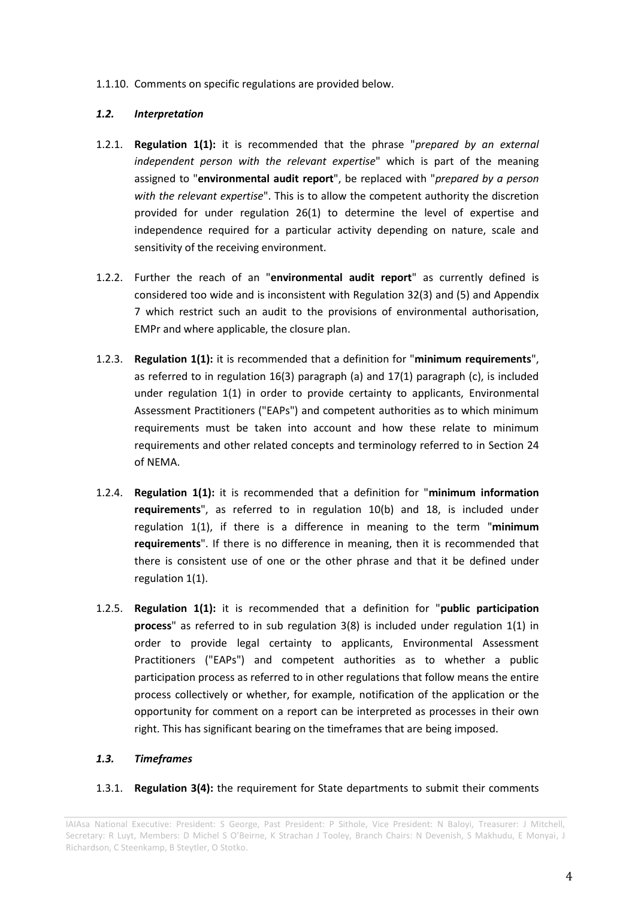1.1.10. Comments on specific regulations are provided below.

### *1.2. Interpretation*

1.2.1. **Regulation 1(1):** it is recommended that the phrase "*prepared by an external independent person with the relevant expertise*" which is part of the meaning assigned to "**environmental audit report**", be replaced with "*prepared by a person with the relevant expertise*". This is to allow the competent authority the discretion provided for under regulation 26(1) to determine the level of expertise and independence required for a particular activity depending on nature, scale and sensitivity of the receiving environment.

1.2.2. Further the reach of an "**environmental audit report**" as currently defined is considered too wide and is inconsistent with Regulation 32(3) and (5) and Appendix 7 which restrict such an audit to the provisions of environmental authorisation, EMPr and where applicable, the closure plan.

1.2.3. **Regulation 1(1):** it is recommended that a definition for "**minimum requirements**", as referred to in regulation 16(3) paragraph (a) and 17(1) paragraph (c), is included under regulation 1(1) in order to provide certainty to applicants, Environmental Assessment Practitioners ("EAPs") and competent authorities as to which minimum requirements must be taken into account and how these relate to minimum requirements and other related concepts and terminology referred to in Section 24 of NEMA.

1.2.4. **Regulation 1(1):** it is recommended that a definition for "**minimum information requirements**", as referred to in regulation 10(b) and 18, is included under regulation 1(1), if there is a difference in meaning to the term "**minimum requirements**". If there is no difference in meaning, then it is recommended that there is consistent use of one or the other phrase and that it be defined under regulation 1(1).

1.2.5. **Regulation 1(1):** it is recommended that a definition for "**public participation process**" as referred to in sub regulation 3(8) is included under regulation 1(1) in order to provide legal certainty to applicants, Environmental Assessment Practitioners ("EAPs") and competent authorities as to whether a public participation process as referred to in other regulations that follow means the entire process collectively or whether, for example, notification of the application or the opportunity for comment on a report can be interpreted as processes in their own right. This has significant bearing on the timeframes that are being imposed.

### *1.3. Timeframes*

1.3.1. **Regulation 3(4):** the requirement for State departments to submit their comments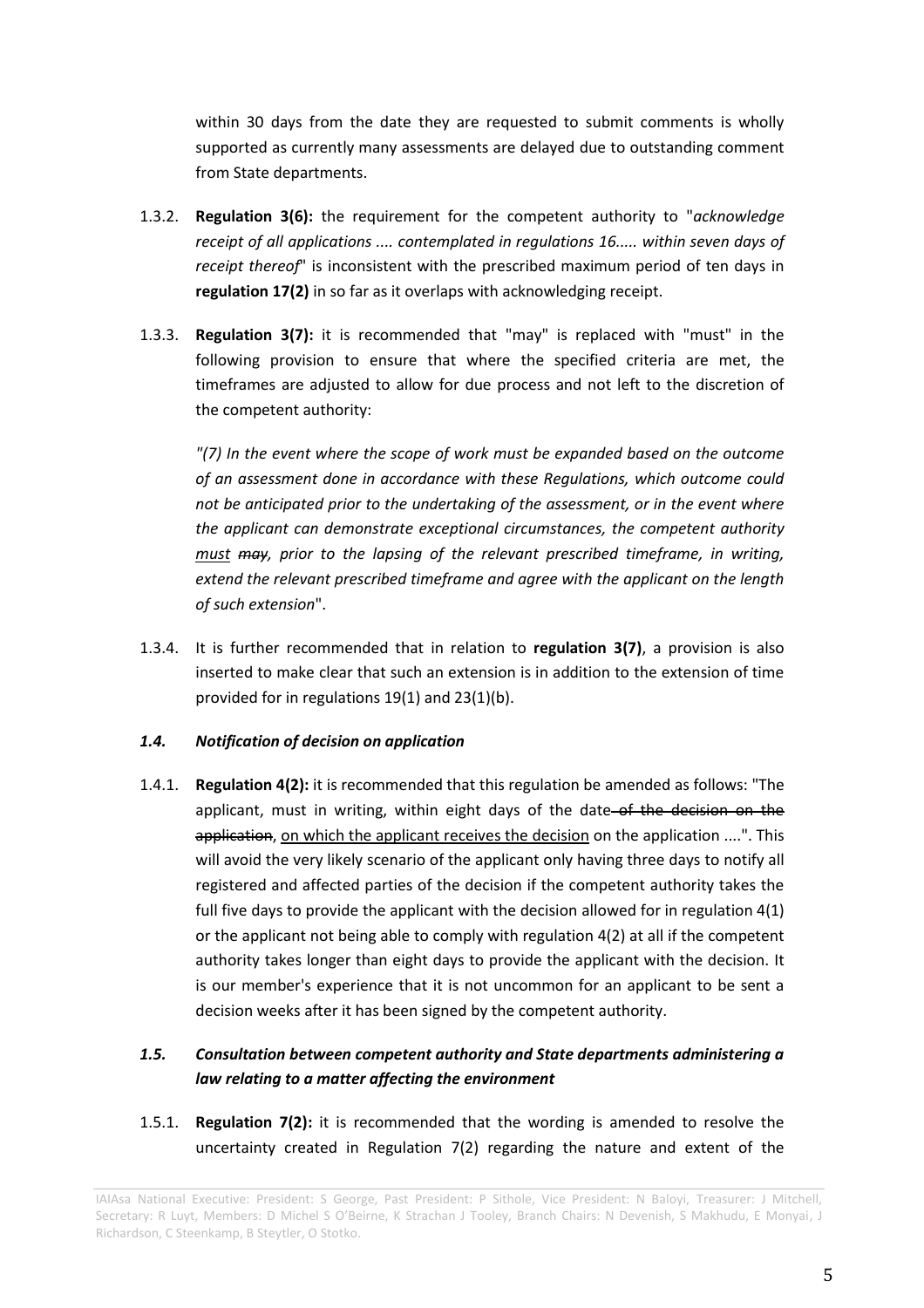within 30 days from the date they are requested to submit comments is wholly supported as currently many assessments are delayed due to outstanding comment from State departments.

1.3.2. **Regulation 3(6):** the requirement for the competent authority to "*acknowledge receipt of all applications .... contemplated in regulations 16..... within seven days of receipt thereof*" is inconsistent with the prescribed maximum period of ten days in **regulation 17(2)** in so far as it overlaps with acknowledging receipt.

1.3.3. **Regulation 3(7):** it is recommended that "may" is replaced with "must" in the following provision to ensure that where the specified criteria are met, the timeframes are adjusted to allow for due process and not left to the discretion of the competent authority:

*"(7) In the event where the scope of work must be expanded based on the outcome of an assessment done in accordance with these Regulations, which outcome could not be anticipated prior to the undertaking of the assessment, or in the event where the applicant can demonstrate exceptional circumstances, the competent authority <u>must</u> ~~may~~, prior to the lapsing of the relevant prescribed timeframe, in writing, extend the relevant prescribed timeframe and agree with the applicant on the length of such extension*".

1.3.4. It is further recommended that in relation to **regulation 3(7)**, a provision is also inserted to make clear that such an extension is in addition to the extension of time provided for in regulations 19(1) and 23(1)(b).

### *1.4. Notification of decision on application*

1.4.1. **Regulation 4(2):** it is recommended that this regulation be amended as follows: "The applicant, must in writing, within eight days of the date ~~of the decision on the application~~, <u>on which the applicant receives the decision</u> on the application ....". This will avoid the very likely scenario of the applicant only having three days to notify all registered and affected parties of the decision if the competent authority takes the full five days to provide the applicant with the decision allowed for in regulation 4(1) or the applicant not being able to comply with regulation 4(2) at all if the competent authority takes longer than eight days to provide the applicant with the decision. It is our member's experience that it is not uncommon for an applicant to be sent a decision weeks after it has been signed by the competent authority.

### *1.5. Consultation between competent authority and State departments administering a law relating to a matter affecting the environment*

1.5.1. **Regulation 7(2):** it is recommended that the wording is amended to resolve the uncertainty created in Regulation 7(2) regarding the nature and extent of the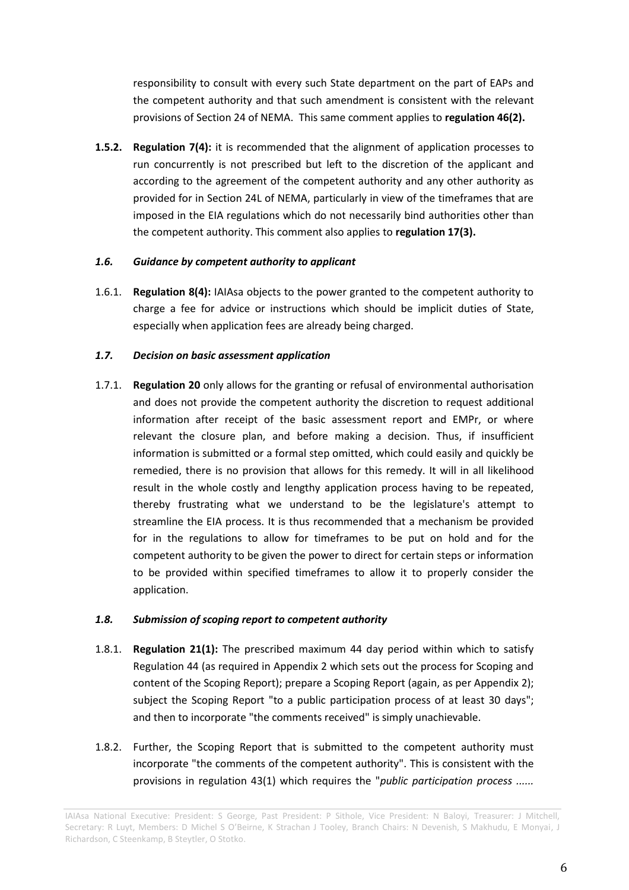responsibility to consult with every such State department on the part of EAPs and the competent authority and that such amendment is consistent with the relevant provisions of Section 24 of NEMA. This same comment applies to **regulation 46(2).**

**1.5.2.** **Regulation 7(4):** it is recommended that the alignment of application processes to run concurrently is not prescribed but left to the discretion of the applicant and according to the agreement of the competent authority and any other authority as provided for in Section 24L of NEMA, particularly in view of the timeframes that are imposed in the EIA regulations which do not necessarily bind authorities other than the competent authority. This comment also applies to **regulation 17(3).**

### *1.6. Guidance by competent authority to applicant*

1.6.1. **Regulation 8(4):** IAIAsa objects to the power granted to the competent authority to charge a fee for advice or instructions which should be implicit duties of State, especially when application fees are already being charged.

### *1.7. Decision on basic assessment application*

1.7.1. **Regulation 20** only allows for the granting or refusal of environmental authorisation and does not provide the competent authority the discretion to request additional information after receipt of the basic assessment report and EMPr, or where relevant the closure plan, and before making a decision. Thus, if insufficient information is submitted or a formal step omitted, which could easily and quickly be remedied, there is no provision that allows for this remedy. It will in all likelihood result in the whole costly and lengthy application process having to be repeated, thereby frustrating what we understand to be the legislature's attempt to streamline the EIA process. It is thus recommended that a mechanism be provided for in the regulations to allow for timeframes to be put on hold and for the competent authority to be given the power to direct for certain steps or information to be provided within specified timeframes to allow it to properly consider the application.

### *1.8. Submission of scoping report to competent authority*

1.8.1. **Regulation 21(1):** The prescribed maximum 44 day period within which to satisfy Regulation 44 (as required in Appendix 2 which sets out the process for Scoping and content of the Scoping Report); prepare a Scoping Report (again, as per Appendix 2); subject the Scoping Report "to a public participation process of at least 30 days"; and then to incorporate "the comments received" is simply unachievable.

1.8.2. Further, the Scoping Report that is submitted to the competent authority must incorporate "the comments of the competent authority". This is consistent with the provisions in regulation 43(1) which requires the "*public participation process ......*

IAIAsa National Executive: President: S George, Past President: P Sithole, Vice President: N Baloyi, Treasurer: J Mitchell, Secretary: R Luyt, Members: D Michel S O'Beirne, K Strachan J Tooley, Branch Chairs: N Devenish, S Makhudu, E Monyai, J Richardson, C Steenkamp, B Steytler, O Stotko.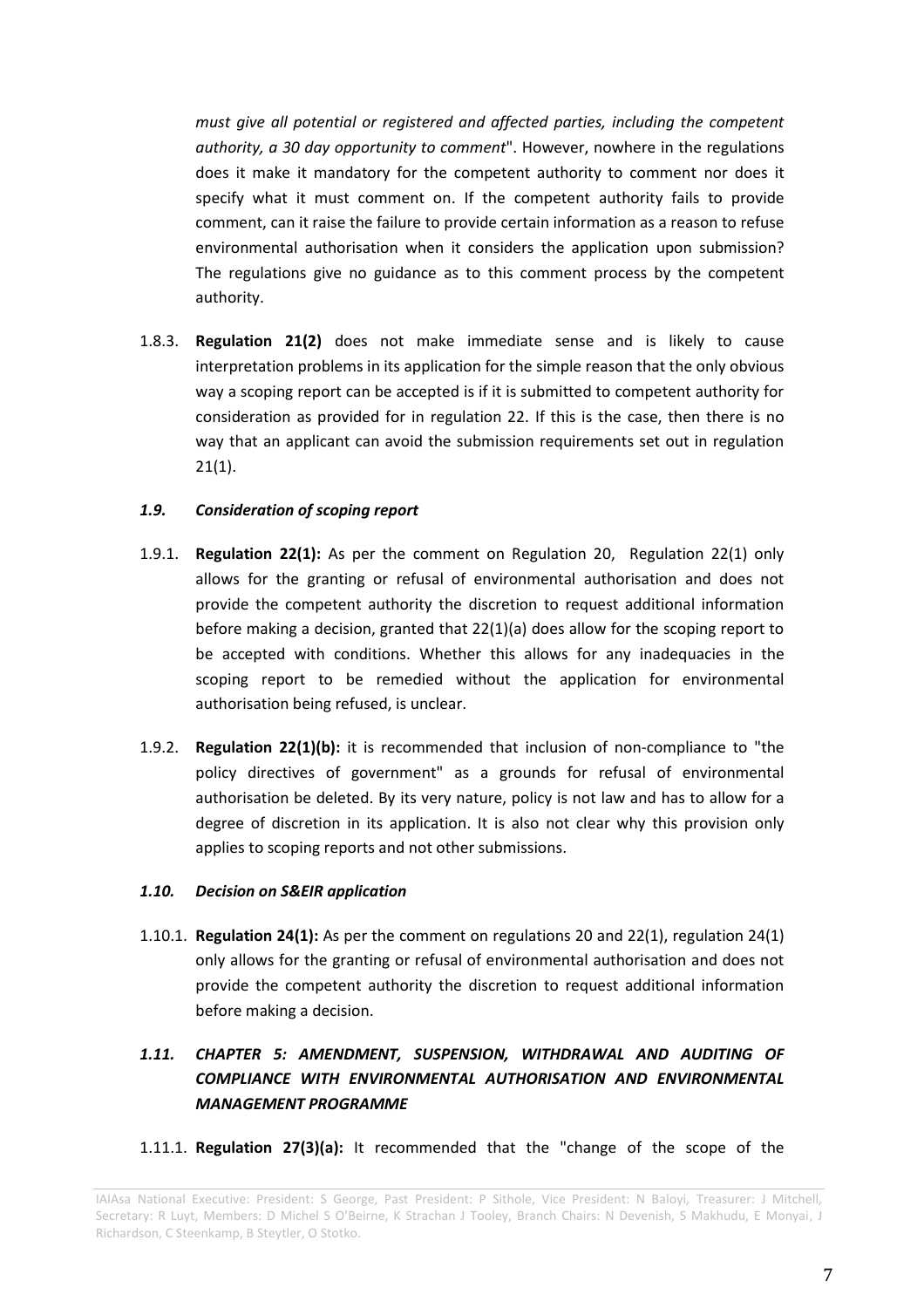*must give all potential or registered and affected parties, including the competent authority, a 30 day opportunity to comment*". However, nowhere in the regulations does it make it mandatory for the competent authority to comment nor does it specify what it must comment on. If the competent authority fails to provide comment, can it raise the failure to provide certain information as a reason to refuse environmental authorisation when it considers the application upon submission? The regulations give no guidance as to this comment process by the competent authority.

1.8.3. **Regulation 21(2)** does not make immediate sense and is likely to cause interpretation problems in its application for the simple reason that the only obvious way a scoping report can be accepted is if it is submitted to competent authority for consideration as provided for in regulation 22. If this is the case, then there is no way that an applicant can avoid the submission requirements set out in regulation 21(1).

### *1.9. Consideration of scoping report*

1.9.1. **Regulation 22(1):** As per the comment on Regulation 20, Regulation 22(1) only allows for the granting or refusal of environmental authorisation and does not provide the competent authority the discretion to request additional information before making a decision, granted that 22(1)(a) does allow for the scoping report to be accepted with conditions. Whether this allows for any inadequacies in the scoping report to be remedied without the application for environmental authorisation being refused, is unclear.

1.9.2. **Regulation 22(1)(b):** it is recommended that inclusion of non-compliance to "the policy directives of government" as a grounds for refusal of environmental authorisation be deleted. By its very nature, policy is not law and has to allow for a degree of discretion in its application. It is also not clear why this provision only applies to scoping reports and not other submissions.

### *1.10. Decision on S&EIR application*

1.10.1. **Regulation 24(1):** As per the comment on regulations 20 and 22(1), regulation 24(1) only allows for the granting or refusal of environmental authorisation and does not provide the competent authority the discretion to request additional information before making a decision.

### *1.11. CHAPTER 5: AMENDMENT, SUSPENSION, WITHDRAWAL AND AUDITING OF COMPLIANCE WITH ENVIRONMENTAL AUTHORISATION AND ENVIRONMENTAL MANAGEMENT PROGRAMME*

1.11.1. **Regulation 27(3)(a):** It recommended that the "change of the scope of the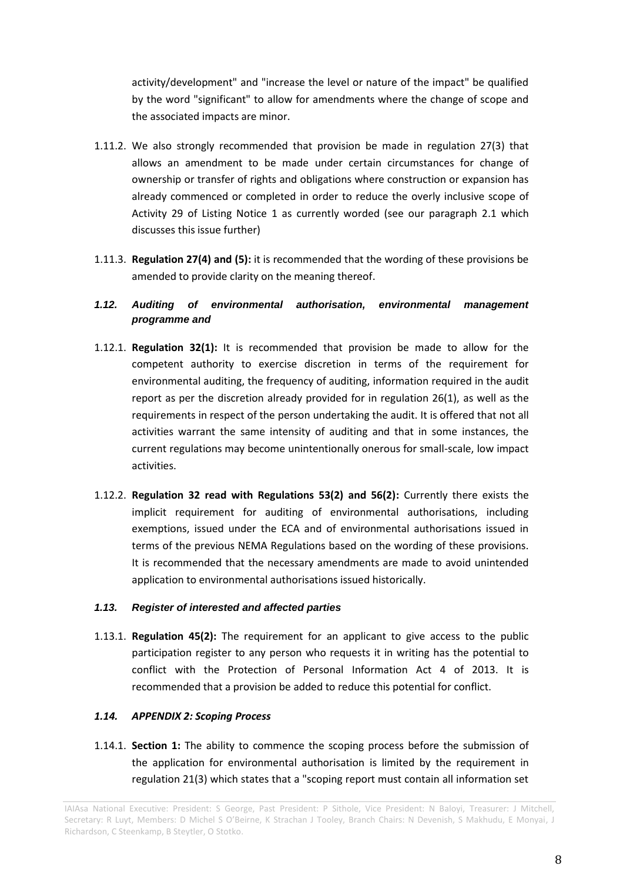activity/development" and "increase the level or nature of the impact" be qualified by the word "significant" to allow for amendments where the change of scope and the associated impacts are minor.

1.11.2. We also strongly recommended that provision be made in regulation 27(3) that allows an amendment to be made under certain circumstances for change of ownership or transfer of rights and obligations where construction or expansion has already commenced or completed in order to reduce the overly inclusive scope of Activity 29 of Listing Notice 1 as currently worded (see our paragraph 2.1 which discusses this issue further)

1.11.3. **Regulation 27(4) and (5):** it is recommended that the wording of these provisions be amended to provide clarity on the meaning thereof.

### *1.12. Auditing of environmental authorisation, environmental management programme and*

1.12.1. **Regulation 32(1):** It is recommended that provision be made to allow for the competent authority to exercise discretion in terms of the requirement for environmental auditing, the frequency of auditing, information required in the audit report as per the discretion already provided for in regulation 26(1), as well as the requirements in respect of the person undertaking the audit. It is offered that not all activities warrant the same intensity of auditing and that in some instances, the current regulations may become unintentionally onerous for small-scale, low impact activities.

1.12.2. **Regulation 32 read with Regulations 53(2) and 56(2):** Currently there exists the implicit requirement for auditing of environmental authorisations, including exemptions, issued under the ECA and of environmental authorisations issued in terms of the previous NEMA Regulations based on the wording of these provisions. It is recommended that the necessary amendments are made to avoid unintended application to environmental authorisations issued historically.

### *1.13. Register of interested and affected parties*

1.13.1. **Regulation 45(2):** The requirement for an applicant to give access to the public participation register to any person who requests it in writing has the potential to conflict with the Protection of Personal Information Act 4 of 2013. It is recommended that a provision be added to reduce this potential for conflict.

### *1.14. APPENDIX 2: Scoping Process*

1.14.1. **Section 1:** The ability to commence the scoping process before the submission of the application for environmental authorisation is limited by the requirement in regulation 21(3) which states that a "scoping report must contain all information set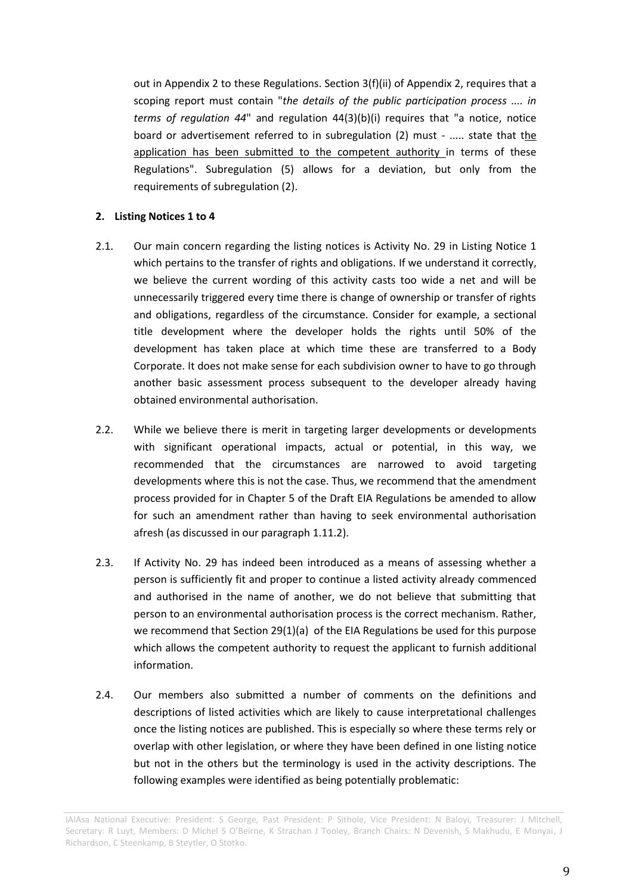out in Appendix 2 to these Regulations. Section 3(f)(ii) of Appendix 2, requires that a scoping report must contain "*the details of the public participation process .... in terms of regulation 44*" and regulation 44(3)(b)(i) requires that "a notice, notice board or advertisement referred to in subregulation (2) must - ..... state that the application has been submitted to the competent authority in terms of these Regulations". Subregulation (5) allows for a deviation, but only from the requirements of subregulation (2).

**2. Listing Notices 1 to 4**

2.1. Our main concern regarding the listing notices is Activity No. 29 in Listing Notice 1 which pertains to the transfer of rights and obligations. If we understand it correctly, we believe the current wording of this activity casts too wide a net and will be unnecessarily triggered every time there is change of ownership or transfer of rights and obligations, regardless of the circumstance. Consider for example, a sectional title development where the developer holds the rights until 50% of the development has taken place at which time these are transferred to a Body Corporate. It does not make sense for each subdivision owner to have to go through another basic assessment process subsequent to the developer already having obtained environmental authorisation.

2.2. While we believe there is merit in targeting larger developments or developments with significant operational impacts, actual or potential, in this way, we recommended that the circumstances are narrowed to avoid targeting developments where this is not the case. Thus, we recommend that the amendment process provided for in Chapter 5 of the Draft EIA Regulations be amended to allow for such an amendment rather than having to seek environmental authorisation afresh (as discussed in our paragraph 1.11.2).

2.3. If Activity No. 29 has indeed been introduced as a means of assessing whether a person is sufficiently fit and proper to continue a listed activity already commenced and authorised in the name of another, we do not believe that submitting that person to an environmental authorisation process is the correct mechanism. Rather, we recommend that Section 29(1)(a) of the EIA Regulations be used for this purpose which allows the competent authority to request the applicant to furnish additional information.

2.4. Our members also submitted a number of comments on the definitions and descriptions of listed activities which are likely to cause interpretational challenges once the listing notices are published. This is especially so where these terms rely or overlap with other legislation, or where they have been defined in one listing notice but not in the others but the terminology is used in the activity descriptions. The following examples were identified as being potentially problematic: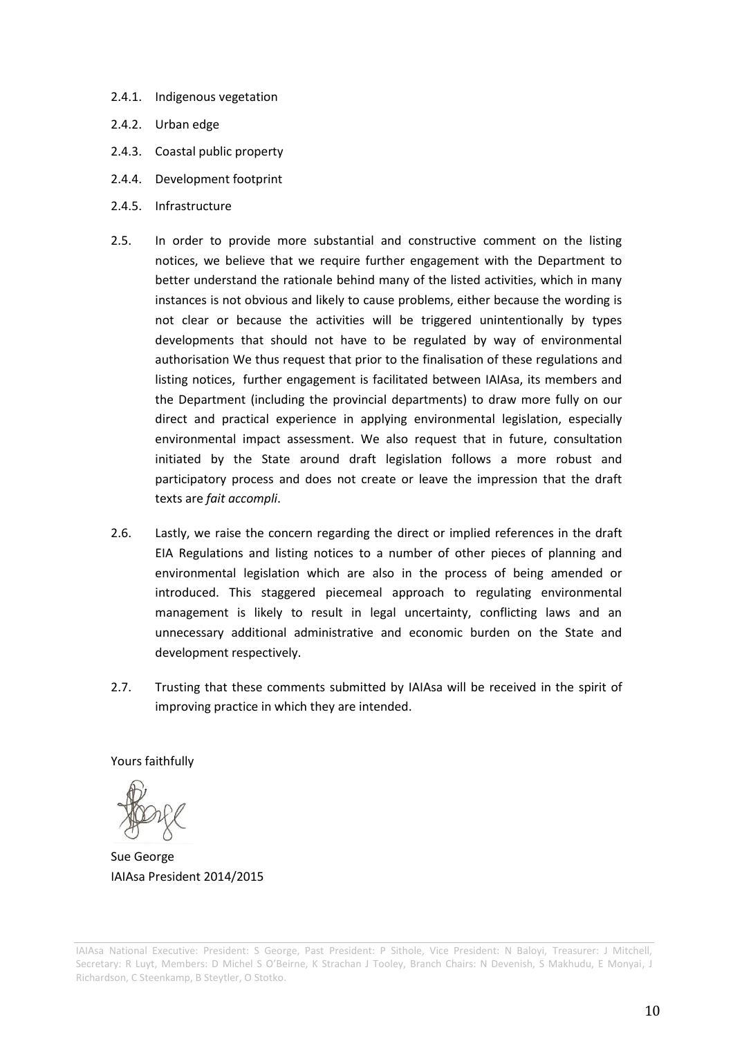2.4.1. Indigenous vegetation

2.4.2. Urban edge

2.4.3. Coastal public property

2.4.4. Development footprint

2.4.5. Infrastructure

2.5. In order to provide more substantial and constructive comment on the listing notices, we believe that we require further engagement with the Department to better understand the rationale behind many of the listed activities, which in many instances is not obvious and likely to cause problems, either because the wording is not clear or because the activities will be triggered unintentionally by types developments that should not have to be regulated by way of environmental authorisation We thus request that prior to the finalisation of these regulations and listing notices, further engagement is facilitated between IAIAsa, its members and the Department (including the provincial departments) to draw more fully on our direct and practical experience in applying environmental legislation, especially environmental impact assessment. We also request that in future, consultation initiated by the State around draft legislation follows a more robust and participatory process and does not create or leave the impression that the draft texts are *fait accompli*.

2.6. Lastly, we raise the concern regarding the direct or implied references in the draft EIA Regulations and listing notices to a number of other pieces of planning and environmental legislation which are also in the process of being amended or introduced. This staggered piecemeal approach to regulating environmental management is likely to result in legal uncertainty, conflicting laws and an unnecessary additional administrative and economic burden on the State and development respectively.

2.7. Trusting that these comments submitted by IAIAsa will be received in the spirit of improving practice in which they are intended.

Yours faithfully

Sue George
IAIAsa President 2014/2015

IAIAsa National Executive: President: S George, Past President: P Sithole, Vice President: N Baloyi, Treasurer: J Mitchell, Secretary: R Luyt, Members: D Michel S O'Beirne, K Strachan J Tooley, Branch Chairs: N Devenish, S Makhudu, E Monyai, J Richardson, C Steenkamp, B Steytler, O Stotko.